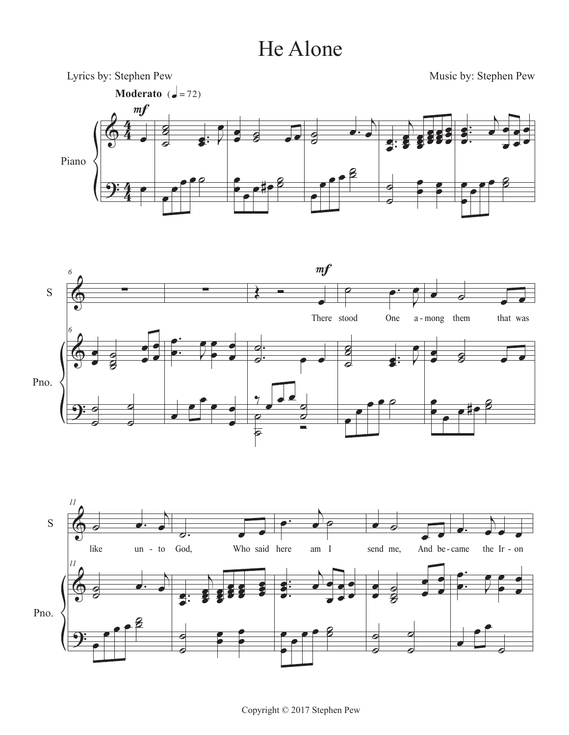# He Alone

Lyrics by: Stephen Pew

Music by: Stephen Pew

**Moderato** (♩ = 72)

There stood One a - mong them that was like un - to God, Who said here am I send me, And be - came the Ir - on

Copyright © 2017 Stephen Pew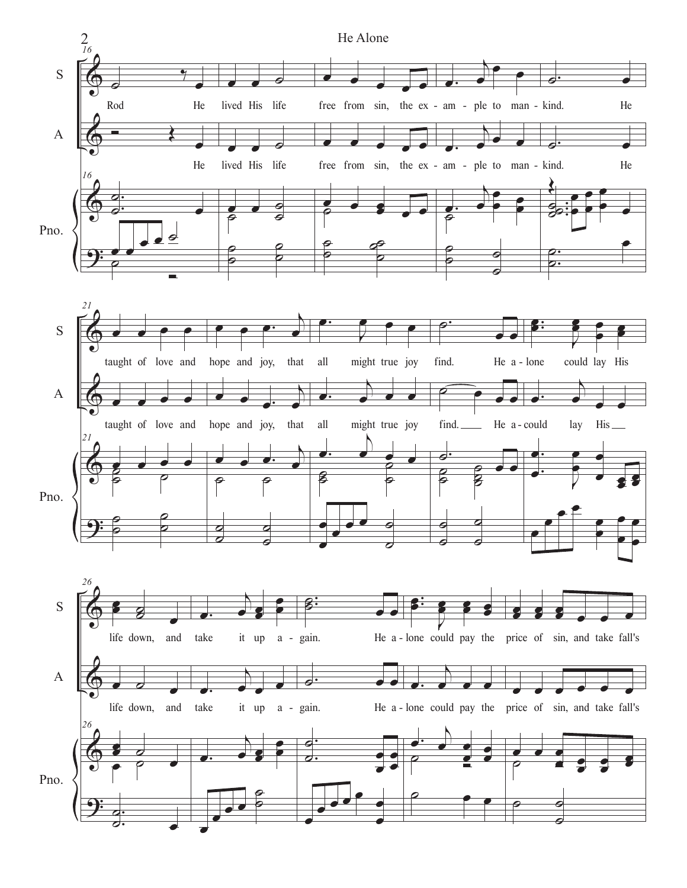S: Rod He lived His life free from sin, the ex - am - ple to man - kind. He

A: He lived His life free from sin, the ex - am - ple to man - kind. He

S: taught of love and hope and joy, that all might true joy find. He a - lone could lay His

A: taught of love and hope and joy, that all might true joy find. He a - could lay His

S: life down, and take it up a - gain. He a - lone could pay the price of sin, and take fall's

A: life down, and take it up a - gain. He a - lone could pay the price of sin, and take fall's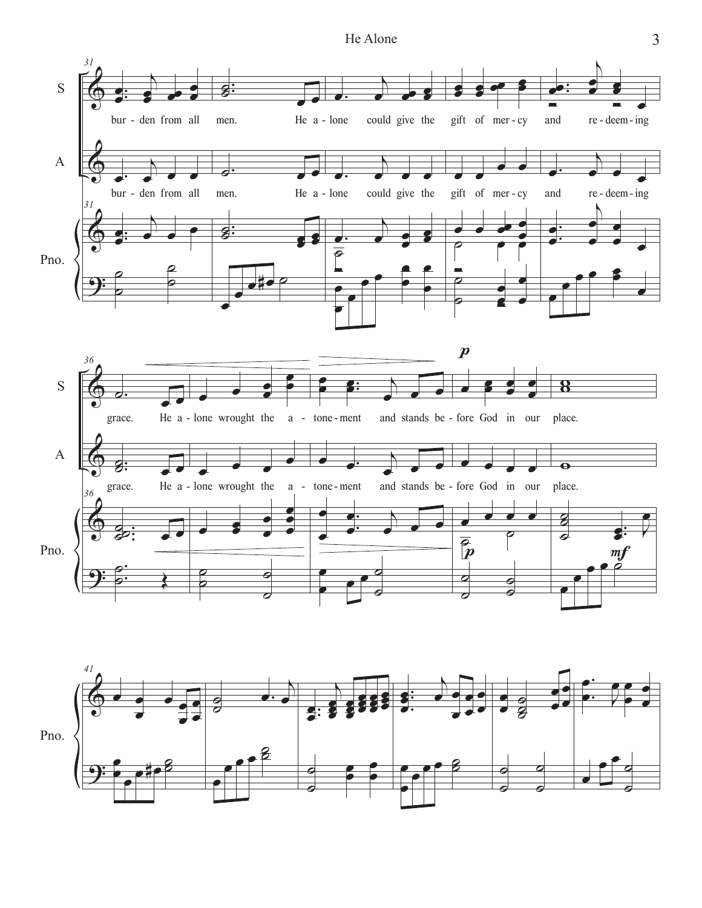burden from all men. He alone could give the gift of mercy and redeeming grace. He alone wrought the atonement and stands before God in our place.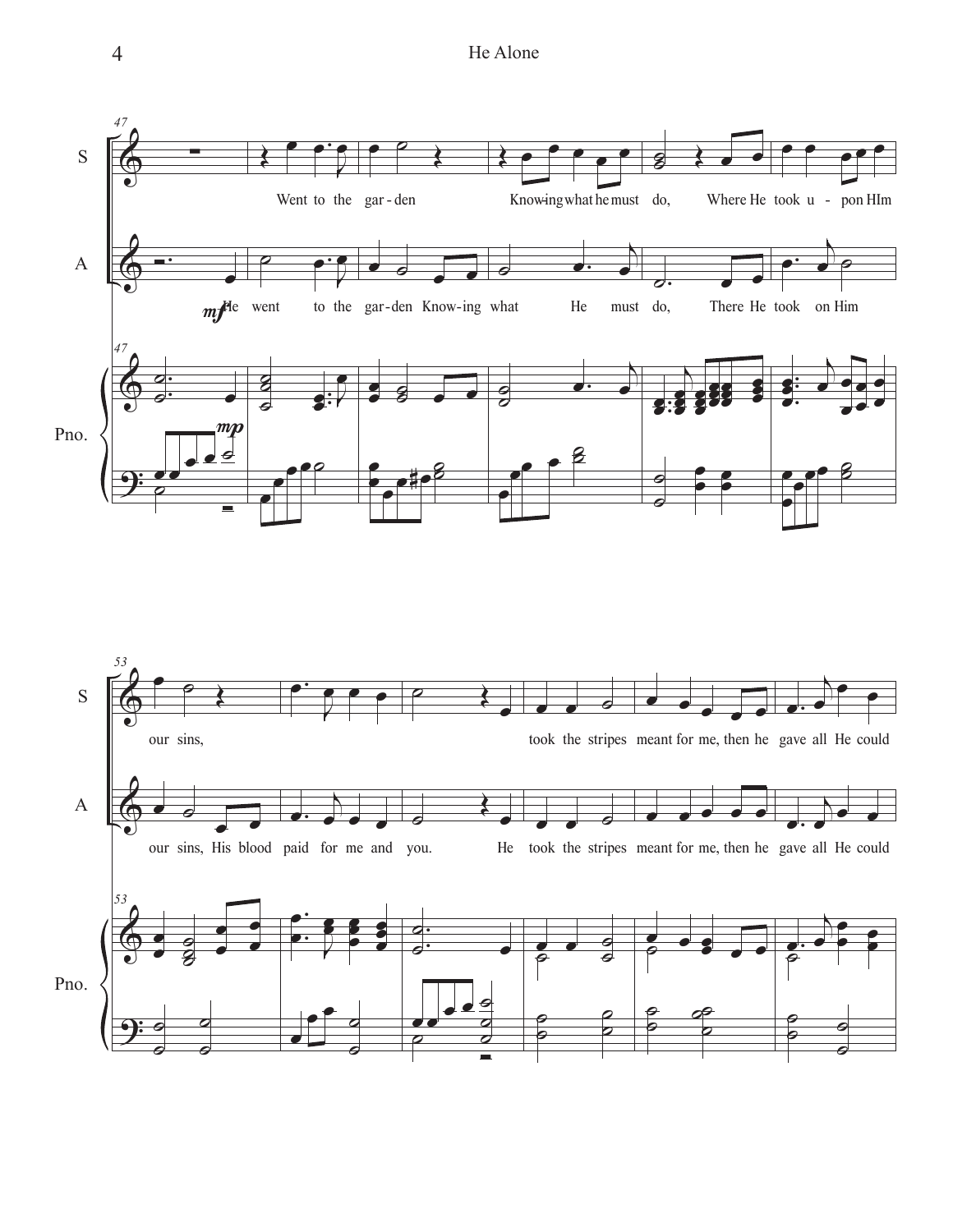47

S

Went to the gar - den Know-ing what he must do, Where He took u - pon HIm

A

*mf* He went to the gar-den Know-ing what He must do, There He took on Him

Pno.

*mp*

53

S

our sins, took the stripes meant for me, then he gave all He could

A

our sins, His blood paid for me and you. He took the stripes meant for me, then he gave all He could

Pno.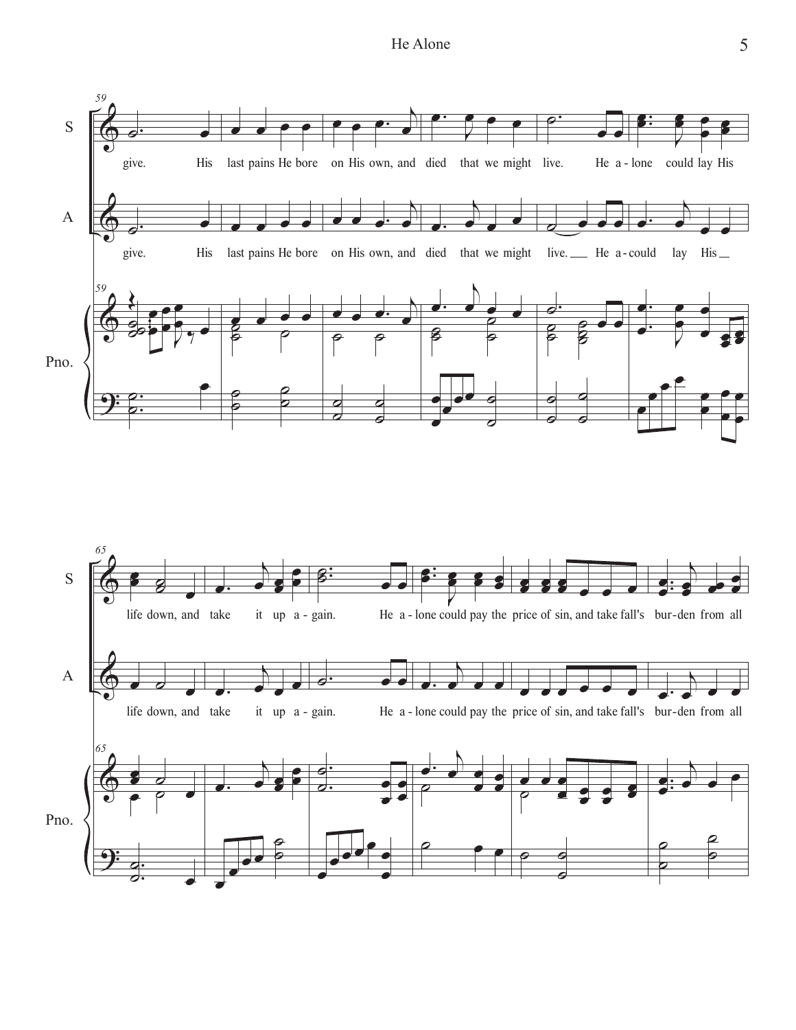S

give. His last pains He bore on His own, and died that we might live. He a - lone could lay His

A

give. His last pains He bore on His own, and died that we might live. He a - could lay His

Pno.

S

life down, and take it up a - gain. He a - lone could pay the price of sin, and take fall's bur - den from all

A

life down, and take it up a - gain. He a - lone could pay the price of sin, and take fall's bur - den from all

Pno.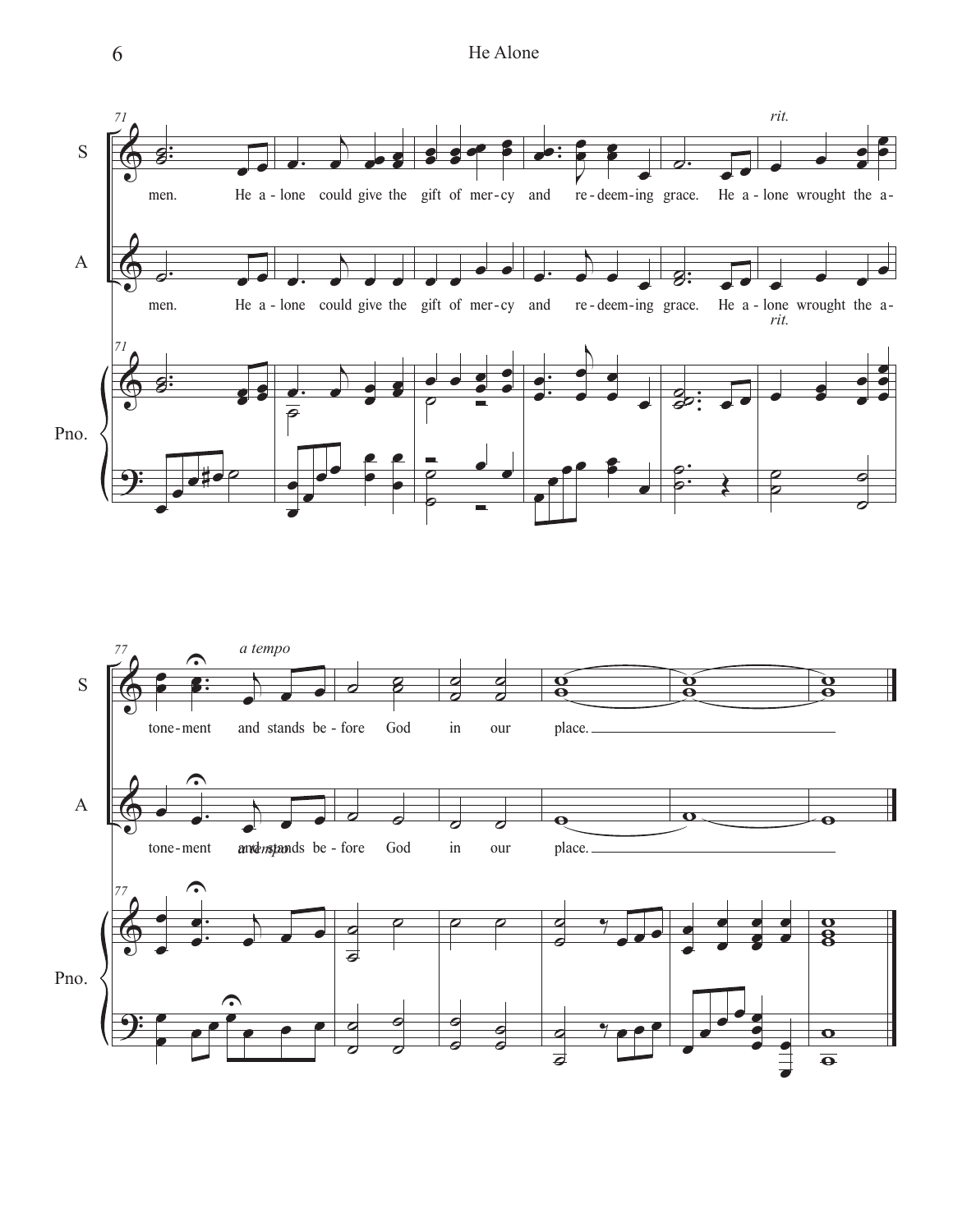He Alone

71

S

men. He a - lone could give the gift of mer - cy and re - deem - ing grace. He a - lone wrought the a -

*rit.*

A

men. He a - lone could give the gift of mer - cy and re - deem - ing grace. He a - lone wrought the a -

*rit.*

Pno.

77

*a tempo*

S

tone - ment and stands be - fore God in our place.

A

tone - ment and stands be - fore God in our place.

*a tempo*

Pno.